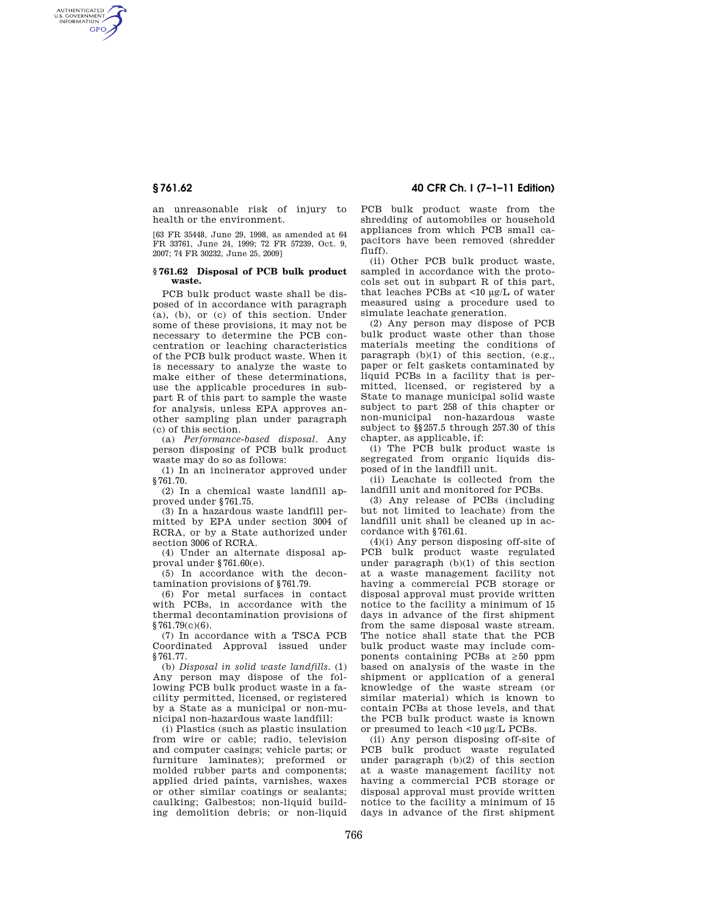an unreasonable risk of injury to health or the environment.

[63 FR 35448, June 29, 1998, as amended at 64 FR 33761, June 24, 1999; 72 FR 57239, Oct. 9, 2007; 74 FR 30232, June 25, 2009]

## § 761.62 Disposal of PCB bulk product waste.

PCB bulk product waste shall be disposed of in accordance with paragraph (a), (b), or (c) of this section. Under some of these provisions, it may not be necessary to determine the PCB concentration or leaching characteristics of the PCB bulk product waste. When it is necessary to analyze the waste to make either of these determinations, use the applicable procedures in subpart R of this part to sample the waste for analysis, unless EPA approves another sampling plan under paragraph (c) of this section.

(a) *Performance-based disposal.* Any person disposing of PCB bulk product waste may do so as follows:

(1) In an incinerator approved under §761.70.

(2) In a chemical waste landfill approved under §761.75.

(3) In a hazardous waste landfill permitted by EPA under section 3004 of RCRA, or by a State authorized under section 3006 of RCRA.

(4) Under an alternate disposal approval under §761.60(e).

(5) In accordance with the decontamination provisions of §761.79.

(6) For metal surfaces in contact with PCBs, in accordance with the thermal decontamination provisions of §761.79(c)(6).

(7) In accordance with a TSCA PCB Coordinated Approval issued under §761.77.

(b) *Disposal in solid waste landfills.* (1) Any person may dispose of the following PCB bulk product waste in a facility permitted, licensed, or registered by a State as a municipal or non-municipal non-hazardous waste landfill:

(i) Plastics (such as plastic insulation from wire or cable; radio, television and computer casings; vehicle parts; or furniture laminates); preformed or molded rubber parts and components; applied dried paints, varnishes, waxes or other similar coatings or sealants; caulking; Galbestos; non-liquid building demolition debris; or non-liquid PCB bulk product waste from the shredding of automobiles or household appliances from which PCB small capacitors have been removed (shredder fluff).

(ii) Other PCB bulk product waste, sampled in accordance with the protocols set out in subpart R of this part, that leaches PCBs at <10 μg/L of water measured using a procedure used to simulate leachate generation.

(2) Any person may dispose of PCB bulk product waste other than those materials meeting the conditions of paragraph (b)(1) of this section, (e.g., paper or felt gaskets contaminated by liquid PCBs in a facility that is permitted, licensed, or registered by a State to manage municipal solid waste subject to part 258 of this chapter or non-municipal non-hazardous waste subject to §§257.5 through 257.30 of this chapter, as applicable, if:

(i) The PCB bulk product waste is segregated from organic liquids disposed of in the landfill unit.

(ii) Leachate is collected from the landfill unit and monitored for PCBs.

(3) Any release of PCBs (including but not limited to leachate) from the landfill unit shall be cleaned up in accordance with §761.61.

(4)(i) Any person disposing off-site of PCB bulk product waste regulated under paragraph (b)(1) of this section at a waste management facility not having a commercial PCB storage or disposal approval must provide written notice to the facility a minimum of 15 days in advance of the first shipment from the same disposal waste stream. The notice shall state that the PCB bulk product waste may include components containing PCBs at ≥50 ppm based on analysis of the waste in the shipment or application of a general knowledge of the waste stream (or similar material) which is known to contain PCBs at those levels, and that the PCB bulk product waste is known or presumed to leach <10 μg/L PCBs.

(ii) Any person disposing off-site of PCB bulk product waste regulated under paragraph (b)(2) of this section at a waste management facility not having a commercial PCB storage or disposal approval must provide written notice to the facility a minimum of 15 days in advance of the first shipment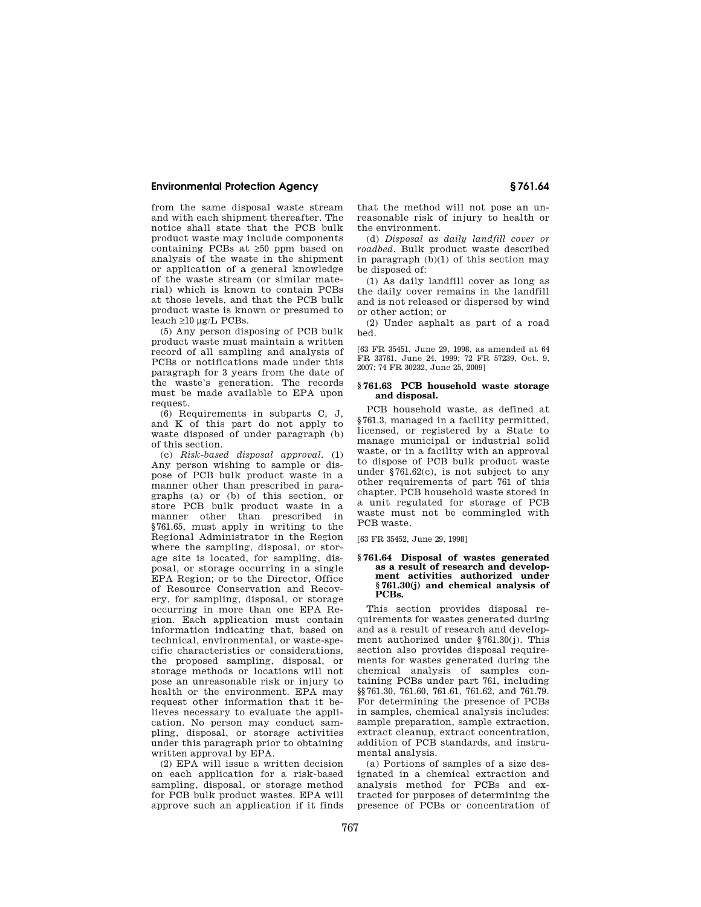from the same disposal waste stream and with each shipment thereafter. The notice shall state that the PCB bulk product waste may include components containing PCBs at ≥50 ppm based on analysis of the waste in the shipment or application of a general knowledge of the waste stream (or similar material) which is known to contain PCBs at those levels, and that the PCB bulk product waste is known or presumed to leach ≥10 μg/L PCBs.

(5) Any person disposing of PCB bulk product waste must maintain a written record of all sampling and analysis of PCBs or notifications made under this paragraph for 3 years from the date of the waste's generation. The records must be made available to EPA upon request.

(6) Requirements in subparts C, J, and K of this part do not apply to waste disposed of under paragraph (b) of this section.

(c) *Risk-based disposal approval.* (1) Any person wishing to sample or dispose of PCB bulk product waste in a manner other than prescribed in paragraphs (a) or (b) of this section, or store PCB bulk product waste in a manner other than prescribed in §761.65, must apply in writing to the Regional Administrator in the Region where the sampling, disposal, or storage site is located, for sampling, disposal, or storage occurring in a single EPA Region; or to the Director, Office of Resource Conservation and Recovery, for sampling, disposal, or storage occurring in more than one EPA Region. Each application must contain information indicating that, based on technical, environmental, or waste-specific characteristics or considerations, the proposed sampling, disposal, or storage methods or locations will not pose an unreasonable risk or injury to health or the environment. EPA may request other information that it believes necessary to evaluate the application. No person may conduct sampling, disposal, or storage activities under this paragraph prior to obtaining written approval by EPA.

(2) EPA will issue a written decision on each application for a risk-based sampling, disposal, or storage method for PCB bulk product wastes. EPA will approve such an application if it finds that the method will not pose an unreasonable risk of injury to health or the environment.

(d) *Disposal as daily landfill cover or roadbed.* Bulk product waste described in paragraph (b)(1) of this section may be disposed of:

(1) As daily landfill cover as long as the daily cover remains in the landfill and is not released or dispersed by wind or other action; or

(2) Under asphalt as part of a road bed.

[63 FR 35451, June 29, 1998, as amended at 64 FR 33761, June 24, 1999; 72 FR 57239, Oct. 9, 2007; 74 FR 30232, June 25, 2009]

## § 761.63 PCB household waste storage and disposal.

PCB household waste, as defined at §761.3, managed in a facility permitted, licensed, or registered by a State to manage municipal or industrial solid waste, or in a facility with an approval to dispose of PCB bulk product waste under §761.62(c), is not subject to any other requirements of part 761 of this chapter. PCB household waste stored in a unit regulated for storage of PCB waste must not be commingled with PCB waste.

[63 FR 35452, June 29, 1998]

## § 761.64 Disposal of wastes generated as a result of research and development activities authorized under § 761.30(j) and chemical analysis of PCBs.

This section provides disposal requirements for wastes generated during and as a result of research and development authorized under §761.30(j). This section also provides disposal requirements for wastes generated during the chemical analysis of samples containing PCBs under part 761, including §§761.30, 761.60, 761.61, 761.62, and 761.79. For determining the presence of PCBs in samples, chemical analysis includes: sample preparation, sample extraction, extract cleanup, extract concentration, addition of PCB standards, and instrumental analysis.

(a) Portions of samples of a size designated in a chemical extraction and analysis method for PCBs and extracted for purposes of determining the presence of PCBs or concentration of